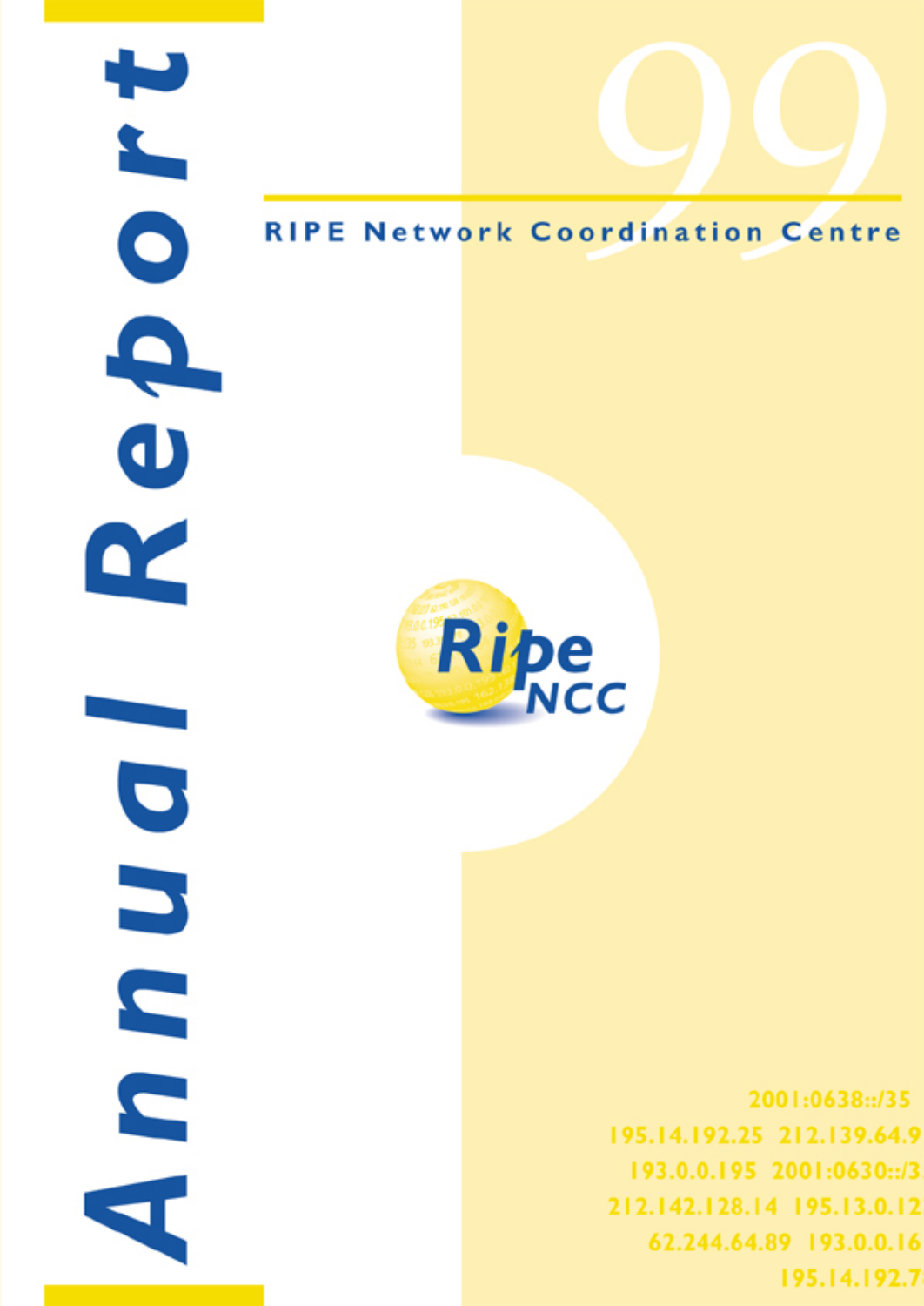# Annual Report

# 99

## RIPE Network Coordination Centre

Ripe NCC

2001:0638::/35
195.14.192.25 212.139.64.9
193.0.0.195 2001:0630::/3
212.142.128.14 195.13.0.12
62.244.64.89 193.0.0.16
195.14.192.7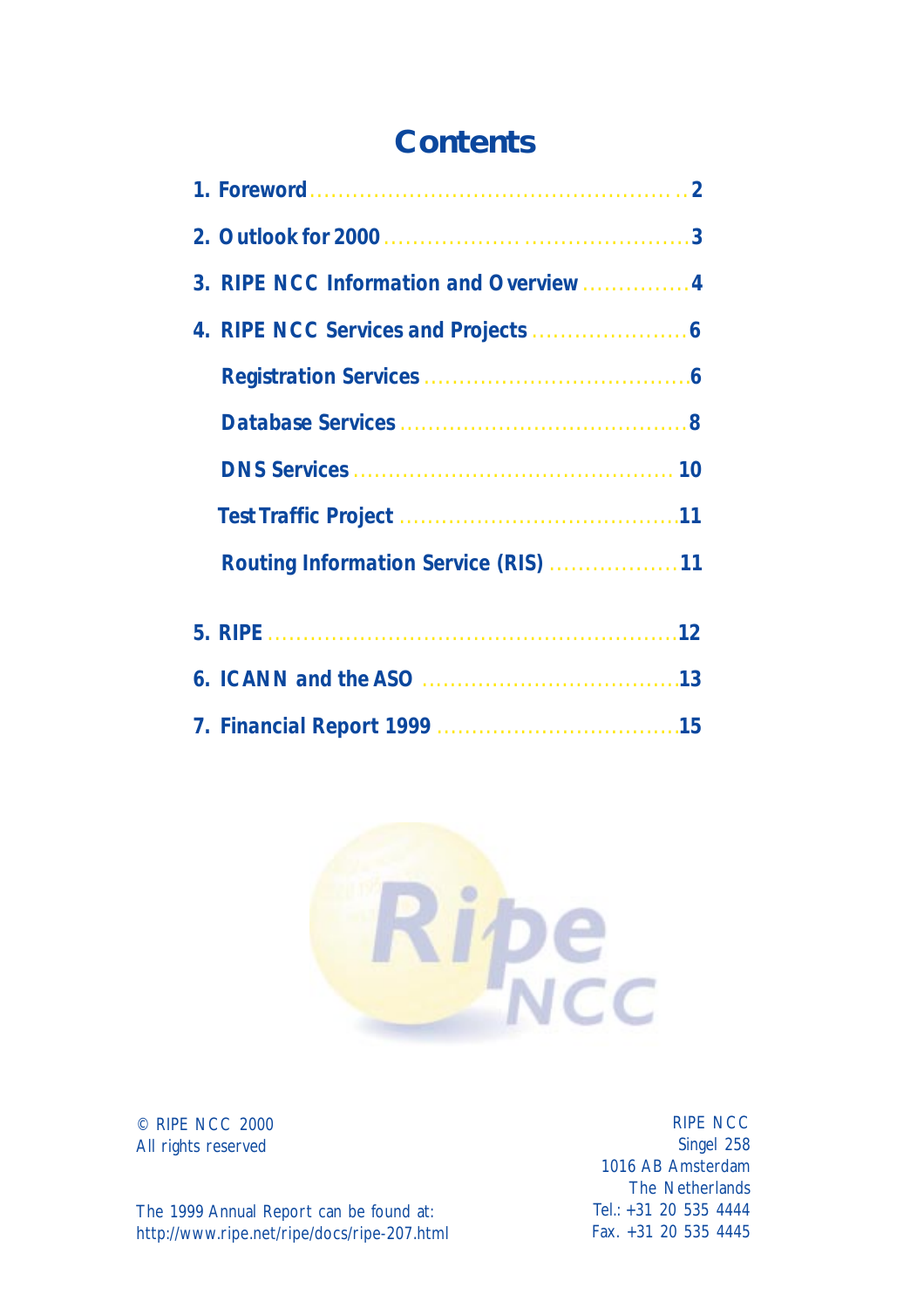# Contents

1. Foreword ..................................................... 2
2. Outlook for 2000 ........................................... 3
3. RIPE NCC Information and Overview ............... 4
4. RIPE NCC Services and Projects ....................... 6
   - Registration Services ...................................... 6
   - Database Services ........................................... 8
   - DNS Services ................................................ 10
   - Test Traffic Project ......................................... 11
   - Routing Information Service (RIS) .................. 11
5. RIPE ............................................................ 12
6. ICANN and the ASO ...................................... 13
7. Financial Report 1999 .................................... 15

© RIPE NCC 2000
All rights reserved

The 1999 Annual Report can be found at:
http://www.ripe.net/ripe/docs/ripe-207.html

RIPE NCC
Singel 258
1016 AB Amsterdam
The Netherlands
Tel.: +31 20 535 4444
Fax. +31 20 535 4445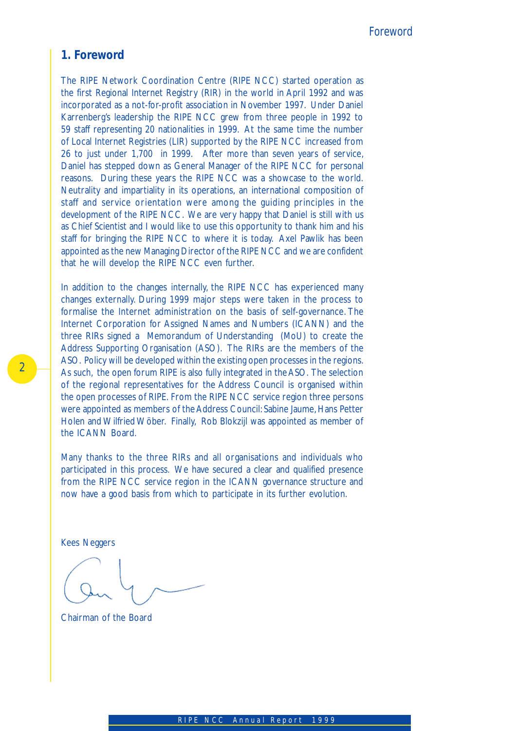# 1. Foreword

The RIPE Network Coordination Centre (RIPE NCC) started operation as the first Regional Internet Registry (RIR) in the world in April 1992 and was incorporated as a not-for-profit association in November 1997. Under Daniel Karrenberg's leadership the RIPE NCC grew from three people in 1992 to 59 staff representing 20 nationalities in 1999. At the same time the number of Local Internet Registries (LIR) supported by the RIPE NCC increased from 26 to just under 1,700 in 1999. After more than seven years of service, Daniel has stepped down as General Manager of the RIPE NCC for personal reasons. During these years the RIPE NCC was a showcase to the world. Neutrality and impartiality in its operations, an international composition of staff and service orientation were among the guiding principles in the development of the RIPE NCC. We are very happy that Daniel is still with us as Chief Scientist and I would like to use this opportunity to thank him and his staff for bringing the RIPE NCC to where it is today. Axel Pawlik has been appointed as the new Managing Director of the RIPE NCC and we are confident that he will develop the RIPE NCC even further.

In addition to the changes internally, the RIPE NCC has experienced many changes externally. During 1999 major steps were taken in the process to formalise the Internet administration on the basis of self-governance. The Internet Corporation for Assigned Names and Numbers (ICANN) and the three RIRs signed a Memorandum of Understanding (MoU) to create the Address Supporting Organisation (ASO). The RIRs are the members of the ASO. Policy will be developed within the existing open processes in the regions. As such, the open forum RIPE is also fully integrated in the ASO. The selection of the regional representatives for the Address Council is organised within the open processes of RIPE. From the RIPE NCC service region three persons were appointed as members of the Address Council: Sabine Jaume, Hans Petter Holen and Wilfried Wöber. Finally, Rob Blokzijl was appointed as member of the ICANN Board.

Many thanks to the three RIRs and all organisations and individuals who participated in this process. We have secured a clear and qualified presence from the RIPE NCC service region in the ICANN governance structure and now have a good basis from which to participate in its further evolution.

Kees Neggers

Chairman of the Board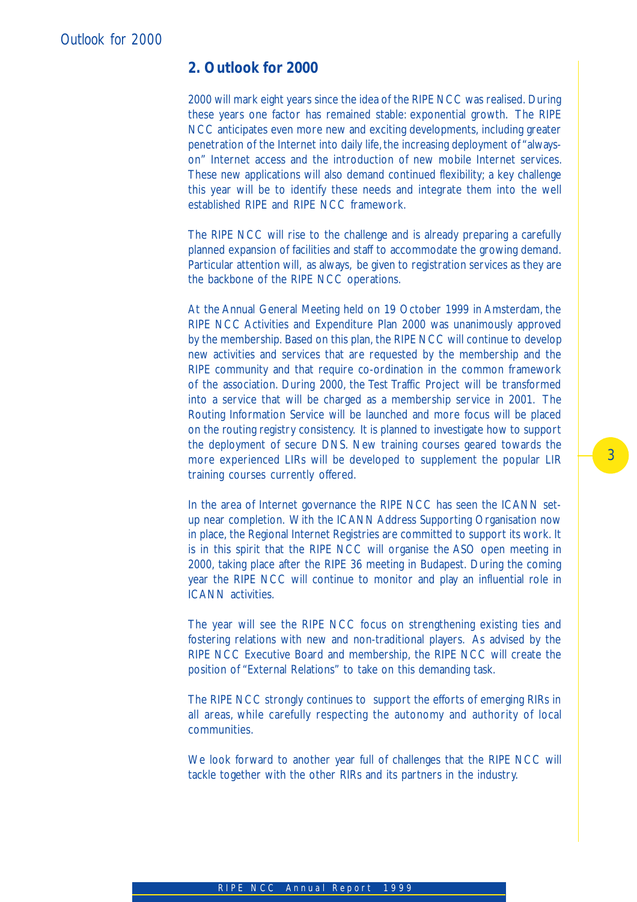## 2. Outlook for 2000

2000 will mark eight years since the idea of the RIPE NCC was realised. During these years one factor has remained stable: exponential growth. The RIPE NCC anticipates even more new and exciting developments, including greater penetration of the Internet into daily life, the increasing deployment of "always-on" Internet access and the introduction of new mobile Internet services. These new applications will also demand continued flexibility; a key challenge this year will be to identify these needs and integrate them into the well established RIPE and RIPE NCC framework.

The RIPE NCC will rise to the challenge and is already preparing a carefully planned expansion of facilities and staff to accommodate the growing demand. Particular attention will, as always, be given to registration services as they are the backbone of the RIPE NCC operations.

At the Annual General Meeting held on 19 October 1999 in Amsterdam, the RIPE NCC Activities and Expenditure Plan 2000 was unanimously approved by the membership. Based on this plan, the RIPE NCC will continue to develop new activities and services that are requested by the membership and the RIPE community and that require co-ordination in the common framework of the association. During 2000, the Test Traffic Project will be transformed into a service that will be charged as a membership service in 2001. The Routing Information Service will be launched and more focus will be placed on the routing registry consistency. It is planned to investigate how to support the deployment of secure DNS. New training courses geared towards the more experienced LIRs will be developed to supplement the popular LIR training courses currently offered.

In the area of Internet governance the RIPE NCC has seen the ICANN set-up near completion. With the ICANN Address Supporting Organisation now in place, the Regional Internet Registries are committed to support its work. It is in this spirit that the RIPE NCC will organise the ASO open meeting in 2000, taking place after the RIPE 36 meeting in Budapest. During the coming year the RIPE NCC will continue to monitor and play an influential role in ICANN activities.

The year will see the RIPE NCC focus on strengthening existing ties and fostering relations with new and non-traditional players. As advised by the RIPE NCC Executive Board and membership, the RIPE NCC will create the position of "External Relations" to take on this demanding task.

The RIPE NCC strongly continues to support the efforts of emerging RIRs in all areas, while carefully respecting the autonomy and authority of local communities.

We look forward to another year full of challenges that the RIPE NCC will tackle together with the other RIRs and its partners in the industry.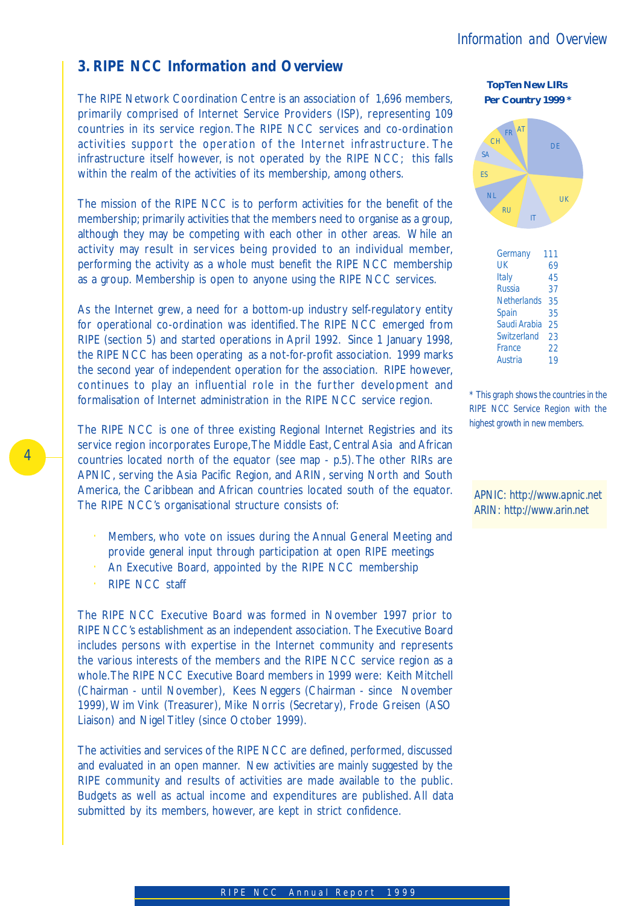## 3. RIPE NCC Information and Overview

The RIPE Network Coordination Centre is an association of 1,696 members, primarily comprised of Internet Service Providers (ISP), representing 109 countries in its service region. The RIPE NCC services and co-ordination activities support the operation of the Internet infrastructure. The infrastructure itself however, is not operated by the RIPE NCC; this falls within the realm of the activities of its membership, among others.

The mission of the RIPE NCC is to perform activities for the benefit of the membership; primarily activities that the members need to organise as a group, although they may be competing with each other in other areas. While an activity may result in services being provided to an individual member, performing the activity as a whole must benefit the RIPE NCC membership as a group. Membership is open to anyone using the RIPE NCC services.

As the Internet grew, a need for a bottom-up industry self-regulatory entity for operational co-ordination was identified. The RIPE NCC emerged from RIPE (section 5) and started operations in April 1992. Since 1 January 1998, the RIPE NCC has been operating as a not-for-profit association. 1999 marks the second year of independent operation for the association. RIPE however, continues to play an influential role in the further development and formalisation of Internet administration in the RIPE NCC service region.

The RIPE NCC is one of three existing Regional Internet Registries and its service region incorporates Europe, The Middle East, Central Asia and African countries located north of the equator (see map - p.5). The other RIRs are APNIC, serving the Asia Pacific Region, and ARIN, serving North and South America, the Caribbean and African countries located south of the equator. The RIPE NCC's organisational structure consists of:

- Members, who vote on issues during the Annual General Meeting and provide general input through participation at open RIPE meetings
- An Executive Board, appointed by the RIPE NCC membership
- RIPE NCC staff

The RIPE NCC Executive Board was formed in November 1997 prior to RIPE NCC's establishment as an independent association. The Executive Board includes persons with expertise in the Internet community and represents the various interests of the members and the RIPE NCC service region as a whole. The RIPE NCC Executive Board members in 1999 were: Keith Mitchell (Chairman - until November), Kees Neggers (Chairman - since November 1999), Wim Vink (Treasurer), Mike Norris (Secretary), Frode Greisen (ASO Liaison) and Nigel Titley (since October 1999).

The activities and services of the RIPE NCC are defined, performed, discussed and evaluated in an open manner. New activities are mainly suggested by the RIPE community and results of activities are made available to the public. Budgets as well as actual income and expenditures are published. All data submitted by its members, however, are kept in strict confidence.

**TopTen New LIRs Per Country 1999 \***

| Country | New LIRs |
|---|---|
| Germany | 111 |
| UK | 69 |
| Italy | 45 |
| Russia | 37 |
| Netherlands | 35 |
| Spain | 35 |
| Saudi Arabia | 25 |
| Switzerland | 23 |
| France | 22 |
| Austria | 19 |

\* This graph shows the countries in the RIPE NCC Service Region with the highest growth in new members.

APNIC: http://www.apnic.net
ARIN: http://www.arin.net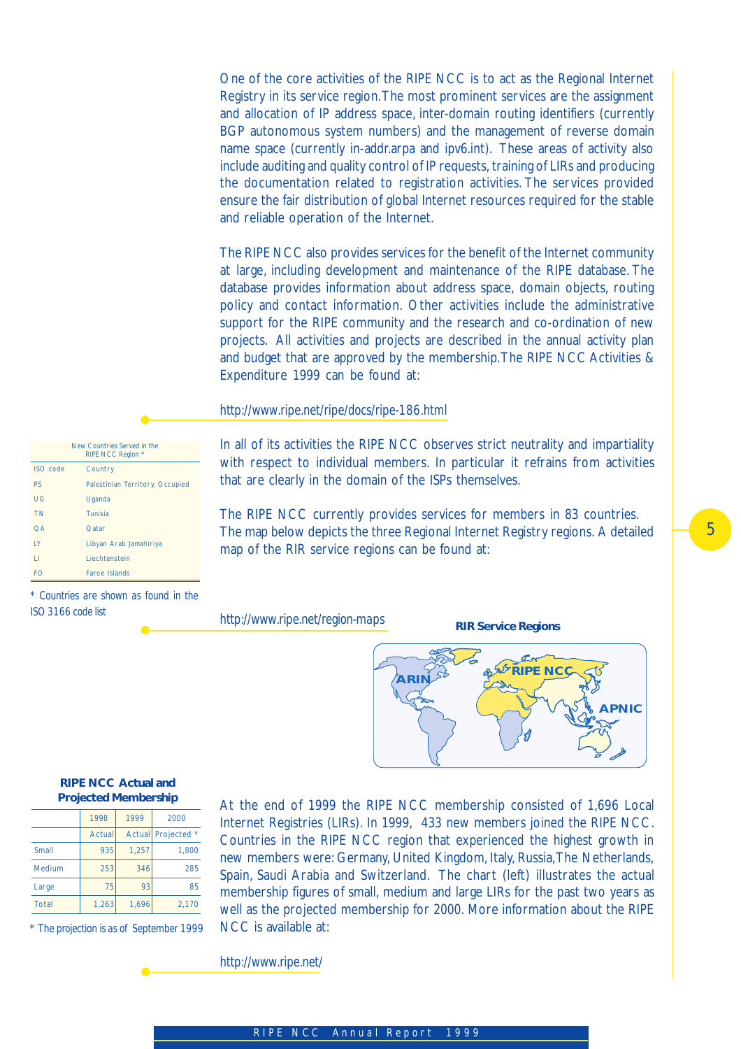One of the core activities of the RIPE NCC is to act as the Regional Internet Registry in its service region. The most prominent services are the assignment and allocation of IP address space, inter-domain routing identifiers (currently BGP autonomous system numbers) and the management of reverse domain name space (currently in-addr.arpa and ipv6.int). These areas of activity also include auditing and quality control of IP requests, training of LIRs and producing the documentation related to registration activities. The services provided ensure the fair distribution of global Internet resources required for the stable and reliable operation of the Internet.

The RIPE NCC also provides services for the benefit of the Internet community at large, including development and maintenance of the RIPE database. The database provides information about address space, domain objects, routing policy and contact information. Other activities include the administrative support for the RIPE community and the research and co-ordination of new projects. All activities and projects are described in the annual activity plan and budget that are approved by the membership. The RIPE NCC Activities & Expenditure 1999 can be found at:

http://www.ripe.net/ripe/docs/ripe-186.html

In all of its activities the RIPE NCC observes strict neutrality and impartiality with respect to individual members. In particular it refrains from activities that are clearly in the domain of the ISPs themselves.

The RIPE NCC currently provides services for members in 83 countries. The map below depicts the three Regional Internet Registry regions. A detailed map of the RIR service regions can be found at:

http://www.ripe.net/region-maps

New Countries Served in the RIPE NCC Region *

| ISO code | Country |
|---|---|
| PS | Palestinian Territory, Occupied |
| UG | Uganda |
| TN | Tunisia |
| QA | Qatar |
| LY | Libyan Arab Jamahiriya |
| LI | Liechtenstein |
| FO | Faroe Islands |

* Countries are shown as found in the ISO 3166 code list

**RIR Service Regions**

ARIN | RIPE NCC | APNIC

At the end of 1999 the RIPE NCC membership consisted of 1,696 Local Internet Registries (LIRs). In 1999, 433 new members joined the RIPE NCC. Countries in the RIPE NCC region that experienced the highest growth in new members were: Germany, United Kingdom, Italy, Russia, The Netherlands, Spain, Saudi Arabia and Switzerland. The chart (left) illustrates the actual membership figures of small, medium and large LIRs for the past two years as well as the projected membership for 2000. More information about the RIPE NCC is available at:

http://www.ripe.net/

**RIPE NCC Actual and Projected Membership**

| | 1998 | 1999 | 2000 |
|---|---|---|---|
| | Actual | Actual | Projected * |
| Small | 935 | 1,257 | 1,800 |
| Medium | 253 | 346 | 285 |
| Large | 75 | 93 | 85 |
| Total | 1,263 | 1,696 | 2,170 |

* The projection is as of September 1999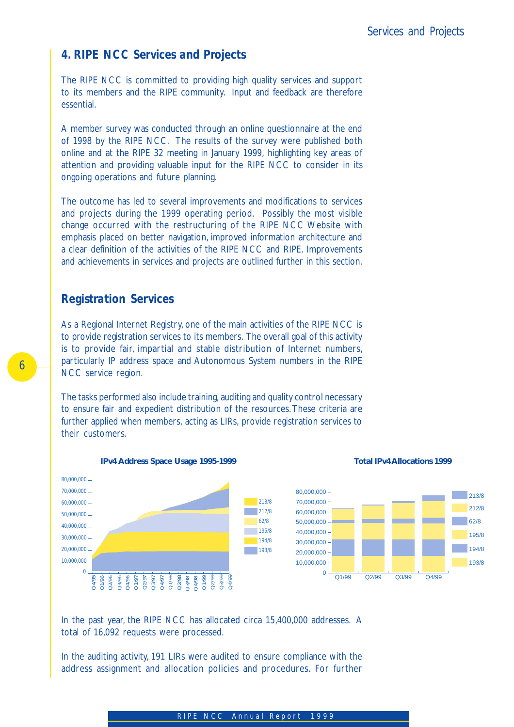## 4. RIPE NCC Services and Projects

The RIPE NCC is committed to providing high quality services and support to its members and the RIPE community. Input and feedback are therefore essential.

A member survey was conducted through an online questionnaire at the end of 1998 by the RIPE NCC. The results of the survey were published both online and at the RIPE 32 meeting in January 1999, highlighting key areas of attention and providing valuable input for the RIPE NCC to consider in its ongoing operations and future planning.

The outcome has led to several improvements and modifications to services and projects during the 1999 operating period. Possibly the most visible change occurred with the restructuring of the RIPE NCC Website with emphasis placed on better navigation, improved information architecture and a clear definition of the activities of the RIPE NCC and RIPE. Improvements and achievements in services and projects are outlined further in this section.

## Registration Services

As a Regional Internet Registry, one of the main activities of the RIPE NCC is to provide registration services to its members. The overall goal of this activity is to provide fair, impartial and stable distribution of Internet numbers, particularly IP address space and Autonomous System numbers in the RIPE NCC service region.

The tasks performed also include training, auditing and quality control necessary to ensure fair and expedient distribution of the resources. These criteria are further applied when members, acting as LIRs, provide registration services to their customers.

**IPv4 Address Space Usage 1995-1999**

**Total IPv4 Allocations 1999**

In the past year, the RIPE NCC has allocated circa 15,400,000 addresses. A total of 16,092 requests were processed.

In the auditing activity, 191 LIRs were audited to ensure compliance with the address assignment and allocation policies and procedures. For further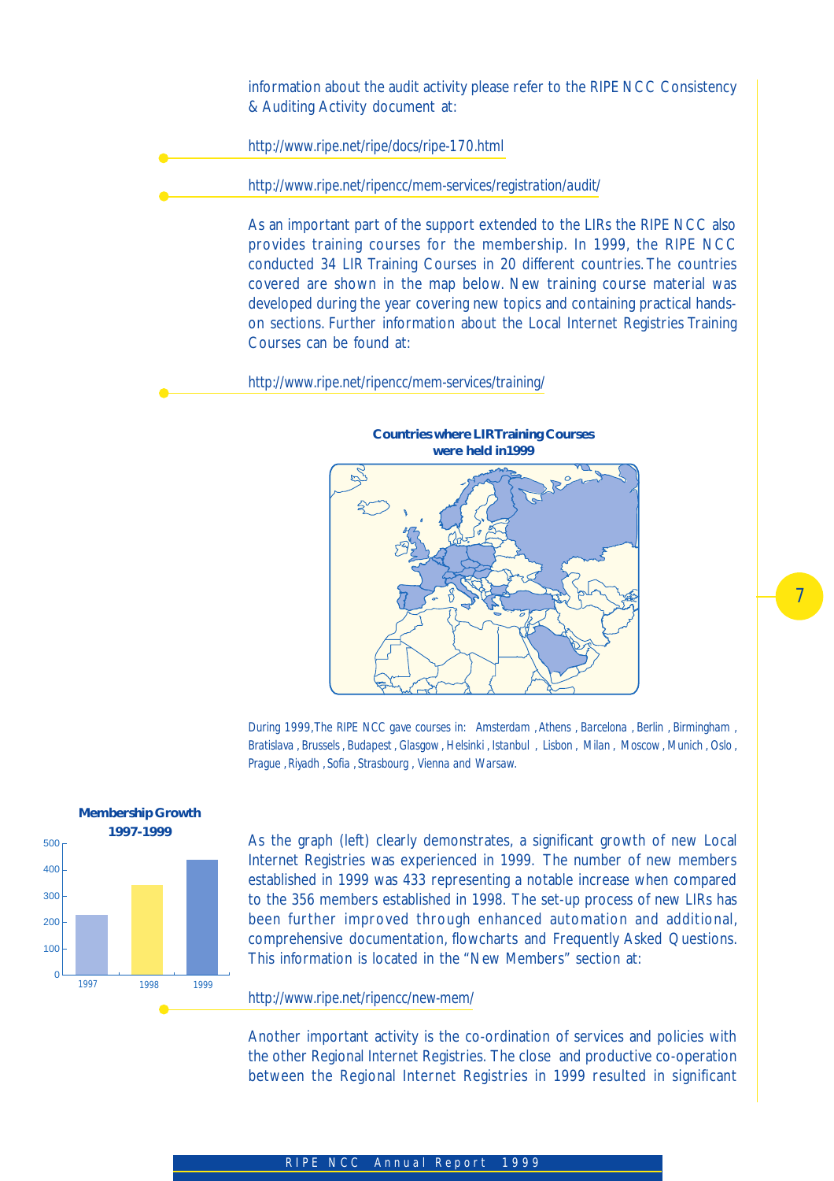information about the audit activity please refer to the RIPE NCC Consistency & Auditing Activity document at:

http://www.ripe.net/ripe/docs/ripe-170.html

http://www.ripe.net/ripencc/mem-services/registration/audit/

As an important part of the support extended to the LIRs the RIPE NCC also provides training courses for the membership. In 1999, the RIPE NCC conducted 34 LIR Training Courses in 20 different countries. The countries covered are shown in the map below. New training course material was developed during the year covering new topics and containing practical hands-on sections. Further information about the Local Internet Registries Training Courses can be found at:

http://www.ripe.net/ripencc/mem-services/training/

**Countries where LIR Training Courses were held in 1999**

*During 1999, The RIPE NCC gave courses in: Amsterdam, Athens, Barcelona, Berlin, Birmingham, Bratislava, Brussels, Budapest, Glasgow, Helsinki, Istanbul, Lisbon, Milan, Moscow, Munich, Oslo, Prague, Riyadh, Sofia, Strasbourg, Vienna and Warsaw.*

**Membership Growth 1997-1999**

As the graph (left) clearly demonstrates, a significant growth of new Local Internet Registries was experienced in 1999. The number of new members established in 1999 was 433 representing a notable increase when compared to the 356 members established in 1998. The set-up process of new LIRs has been further improved through enhanced automation and additional, comprehensive documentation, flowcharts and Frequently Asked Questions. This information is located in the "New Members" section at:

http://www.ripe.net/ripencc/new-mem/

Another important activity is the co-ordination of services and policies with the other Regional Internet Registries. The close and productive co-operation between the Regional Internet Registries in 1999 resulted in significant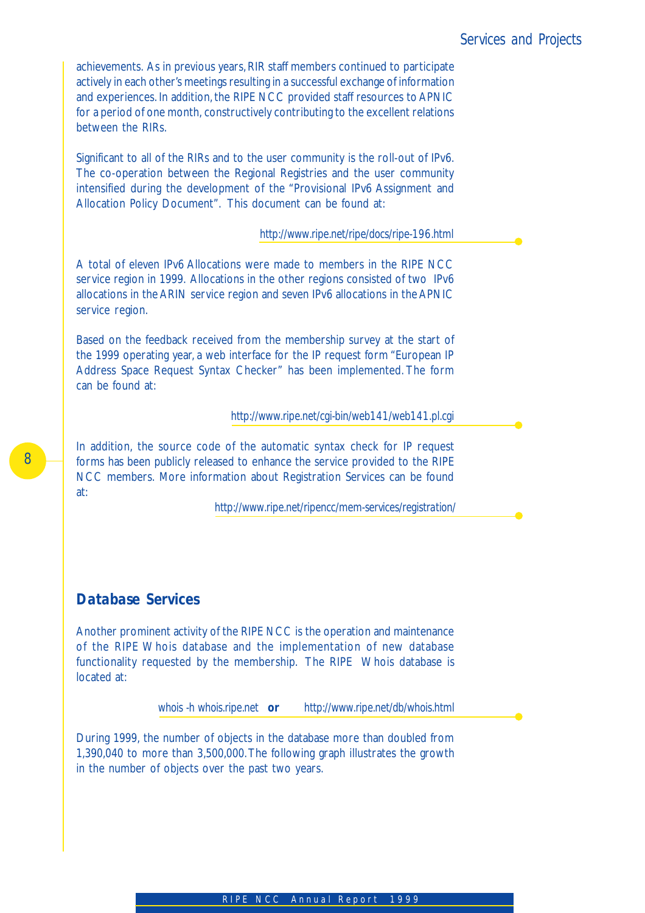achievements. As in previous years, RIR staff members continued to participate actively in each other's meetings resulting in a successful exchange of information and experiences. In addition, the RIPE NCC provided staff resources to APNIC for a period of one month, constructively contributing to the excellent relations between the RIRs.

Significant to all of the RIRs and to the user community is the roll-out of IPv6. The co-operation between the Regional Registries and the user community intensified during the development of the "Provisional IPv6 Assignment and Allocation Policy Document". This document can be found at:

http://www.ripe.net/ripe/docs/ripe-196.html

A total of eleven IPv6 Allocations were made to members in the RIPE NCC service region in 1999. Allocations in the other regions consisted of two IPv6 allocations in the ARIN service region and seven IPv6 allocations in the APNIC service region.

Based on the feedback received from the membership survey at the start of the 1999 operating year, a web interface for the IP request form "European IP Address Space Request Syntax Checker" has been implemented. The form can be found at:

http://www.ripe.net/cgi-bin/web141/web141.pl.cgi

In addition, the source code of the automatic syntax check for IP request forms has been publicly released to enhance the service provided to the RIPE NCC members. More information about Registration Services can be found at:

http://www.ripe.net/ripencc/mem-services/registration/

## Database Services

Another prominent activity of the RIPE NCC is the operation and maintenance of the RIPE Whois database and the implementation of new database functionality requested by the membership. The RIPE Whois database is located at:

whois -h whois.ripe.net **or** http://www.ripe.net/db/whois.html

During 1999, the number of objects in the database more than doubled from 1,390,040 to more than 3,500,000. The following graph illustrates the growth in the number of objects over the past two years.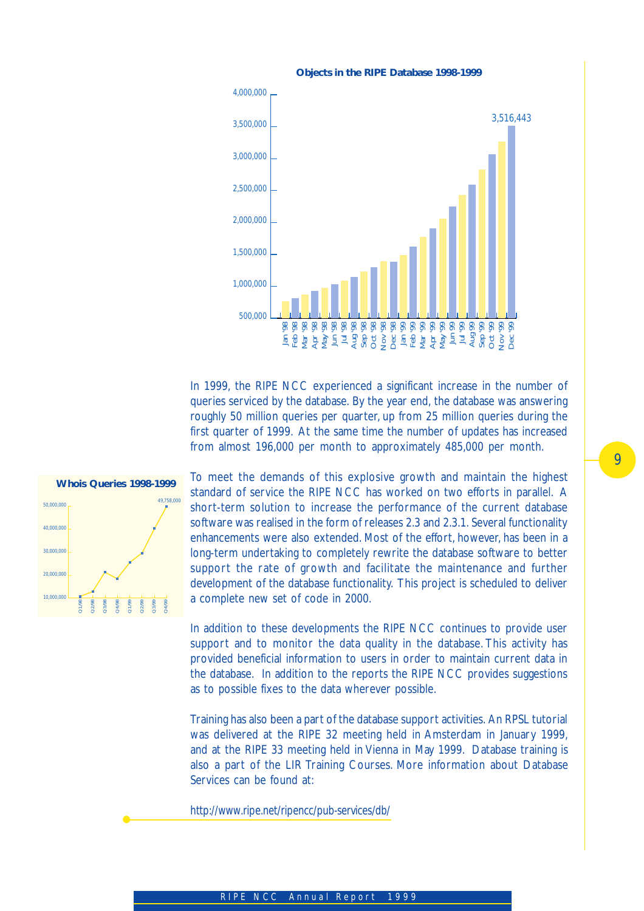**Objects in the RIPE Database 1998-1999**

3,516,443

**Whois Queries 1998-1999**

49,758,000

In 1999, the RIPE NCC experienced a significant increase in the number of queries serviced by the database. By the year end, the database was answering roughly 50 million queries per quarter, up from 25 million queries during the first quarter of 1999. At the same time the number of updates has increased from almost 196,000 per month to approximately 485,000 per month.

To meet the demands of this explosive growth and maintain the highest standard of service the RIPE NCC has worked on two efforts in parallel. A short-term solution to increase the performance of the current database software was realised in the form of releases 2.3 and 2.3.1. Several functionality enhancements were also extended. Most of the effort, however, has been in a long-term undertaking to completely rewrite the database software to better support the rate of growth and facilitate the maintenance and further development of the database functionality. This project is scheduled to deliver a complete new set of code in 2000.

In addition to these developments the RIPE NCC continues to provide user support and to monitor the data quality in the database. This activity has provided beneficial information to users in order to maintain current data in the database. In addition to the reports the RIPE NCC provides suggestions as to possible fixes to the data wherever possible.

Training has also been a part of the database support activities. An RPSL tutorial was delivered at the RIPE 32 meeting held in Amsterdam in January 1999, and at the RIPE 33 meeting held in Vienna in May 1999. Database training is also a part of the LIR Training Courses. More information about Database Services can be found at:

http://www.ripe.net/ripencc/pub-services/db/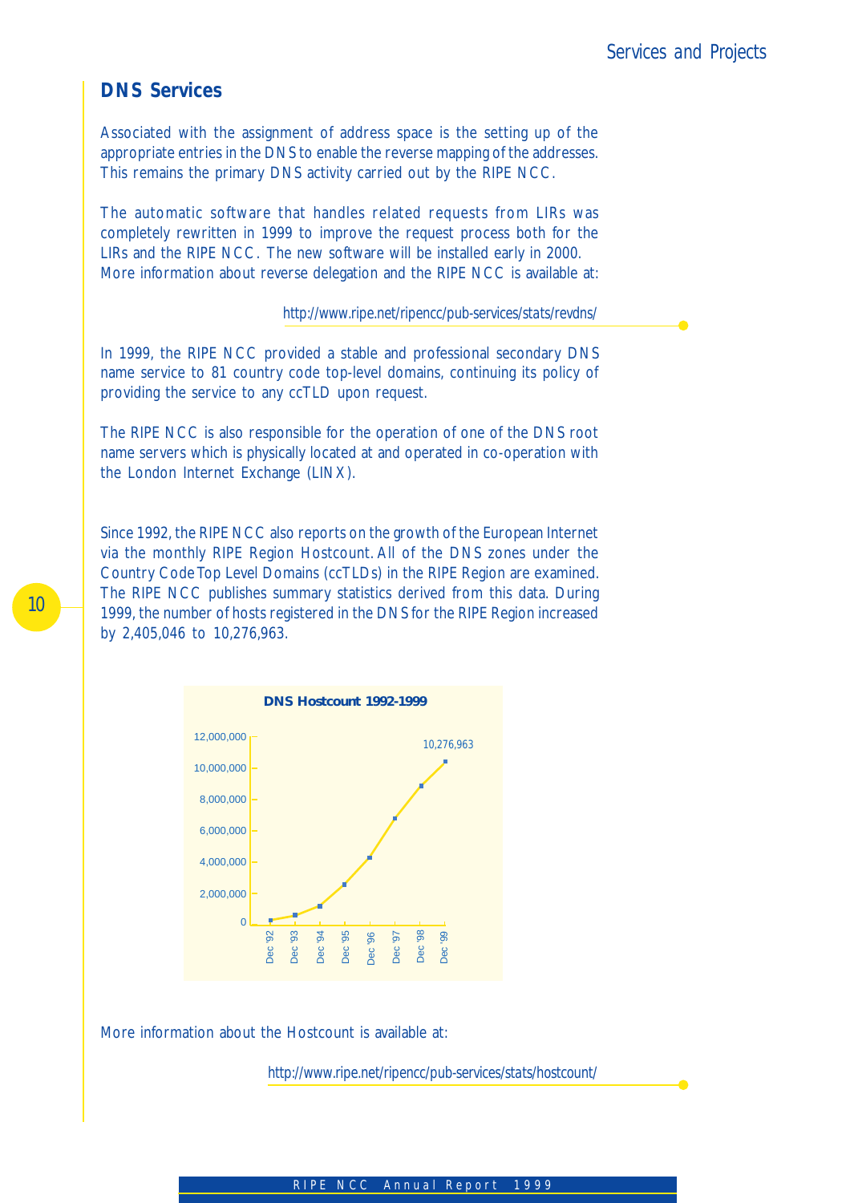## DNS Services

Associated with the assignment of address space is the setting up of the appropriate entries in the DNS to enable the reverse mapping of the addresses. This remains the primary DNS activity carried out by the RIPE NCC.

The automatic software that handles related requests from LIRs was completely rewritten in 1999 to improve the request process both for the LIRs and the RIPE NCC. The new software will be installed early in 2000. More information about reverse delegation and the RIPE NCC is available at:

http://www.ripe.net/ripencc/pub-services/stats/revdns/

In 1999, the RIPE NCC provided a stable and professional secondary DNS name service to 81 country code top-level domains, continuing its policy of providing the service to any ccTLD upon request.

The RIPE NCC is also responsible for the operation of one of the DNS root name servers which is physically located at and operated in co-operation with the London Internet Exchange (LINX).

Since 1992, the RIPE NCC also reports on the growth of the European Internet via the monthly RIPE Region Hostcount. All of the DNS zones under the Country Code Top Level Domains (ccTLDs) in the RIPE Region are examined. The RIPE NCC publishes summary statistics derived from this data. During 1999, the number of hosts registered in the DNS for the RIPE Region increased by 2,405,046 to 10,276,963.

**DNS Hostcount 1992-1999**

More information about the Hostcount is available at:

http://www.ripe.net/ripencc/pub-services/stats/hostcount/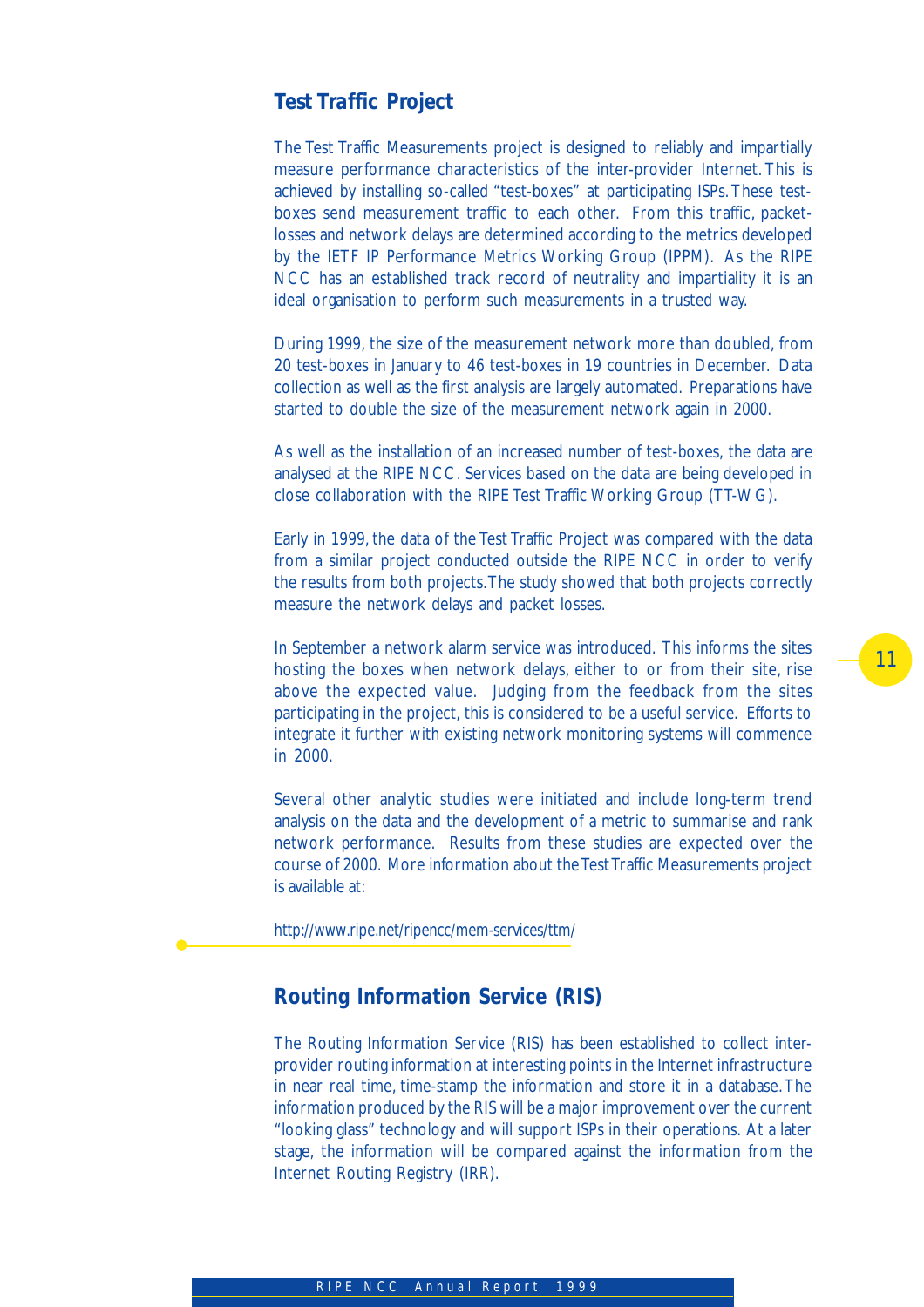## Test Traffic Project

The Test Traffic Measurements project is designed to reliably and impartially measure performance characteristics of the inter-provider Internet. This is achieved by installing so-called "test-boxes" at participating ISPs. These test-boxes send measurement traffic to each other. From this traffic, packet-losses and network delays are determined according to the metrics developed by the IETF IP Performance Metrics Working Group (IPPM). As the RIPE NCC has an established track record of neutrality and impartiality it is an ideal organisation to perform such measurements in a trusted way.

During 1999, the size of the measurement network more than doubled, from 20 test-boxes in January to 46 test-boxes in 19 countries in December. Data collection as well as the first analysis are largely automated. Preparations have started to double the size of the measurement network again in 2000.

As well as the installation of an increased number of test-boxes, the data are analysed at the RIPE NCC. Services based on the data are being developed in close collaboration with the RIPE Test Traffic Working Group (TT-WG).

Early in 1999, the data of the Test Traffic Project was compared with the data from a similar project conducted outside the RIPE NCC in order to verify the results from both projects. The study showed that both projects correctly measure the network delays and packet losses.

In September a network alarm service was introduced. This informs the sites hosting the boxes when network delays, either to or from their site, rise above the expected value. Judging from the feedback from the sites participating in the project, this is considered to be a useful service. Efforts to integrate it further with existing network monitoring systems will commence in 2000.

Several other analytic studies were initiated and include long-term trend analysis on the data and the development of a metric to summarise and rank network performance. Results from these studies are expected over the course of 2000. More information about the Test Traffic Measurements project is available at:

http://www.ripe.net/ripencc/mem-services/ttm/

## Routing Information Service (RIS)

The Routing Information Service (RIS) has been established to collect inter-provider routing information at interesting points in the Internet infrastructure in near real time, time-stamp the information and store it in a database. The information produced by the RIS will be a major improvement over the current "looking glass" technology and will support ISPs in their operations. At a later stage, the information will be compared against the information from the Internet Routing Registry (IRR).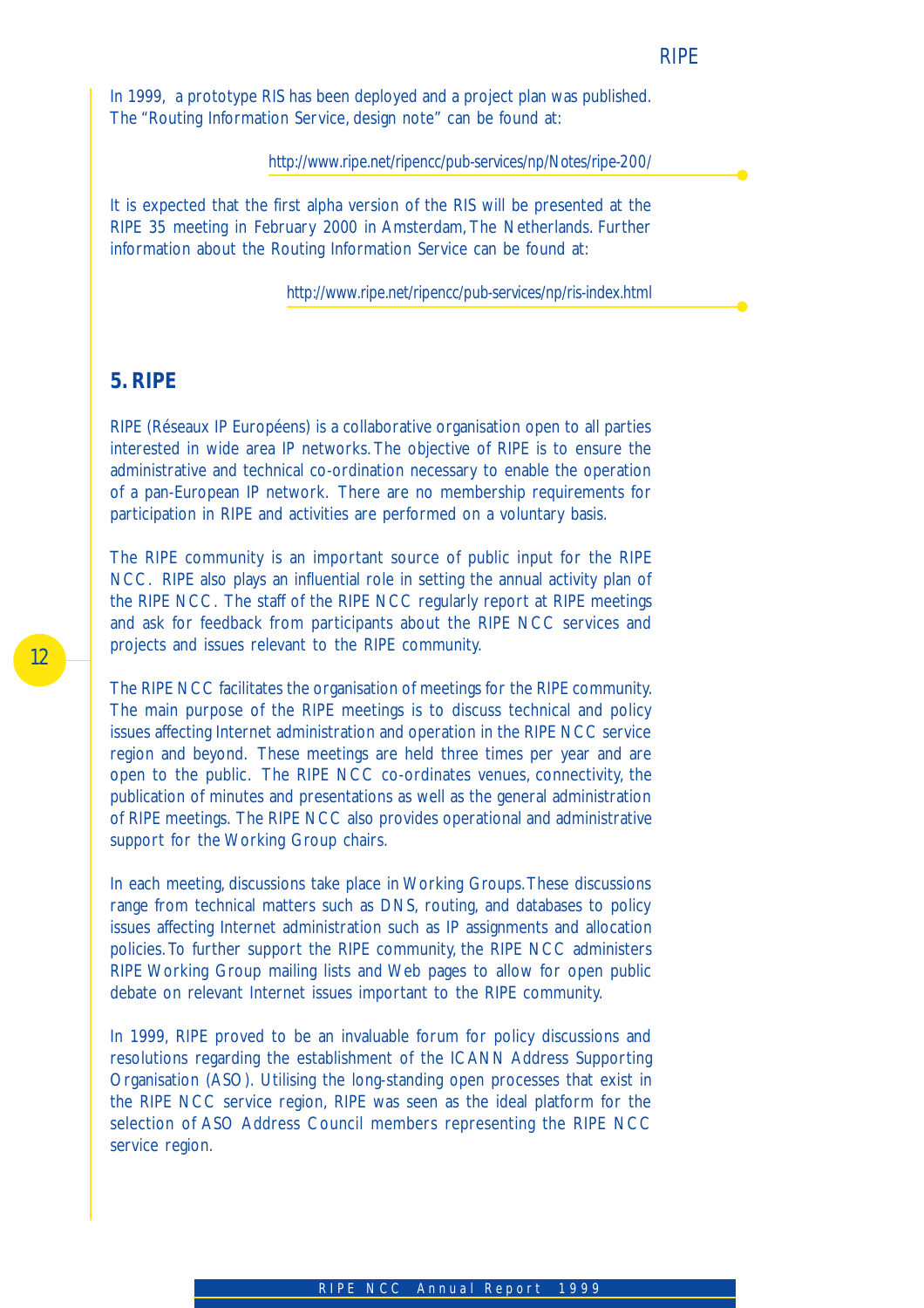In 1999, a prototype RIS has been deployed and a project plan was published. The "Routing Information Service, design note" can be found at:

http://www.ripe.net/ripencc/pub-services/np/Notes/ripe-200/

It is expected that the first alpha version of the RIS will be presented at the RIPE 35 meeting in February 2000 in Amsterdam, The Netherlands. Further information about the Routing Information Service can be found at:

http://www.ripe.net/ripencc/pub-services/np/ris-index.html

## 5. RIPE

RIPE (Réseaux IP Européens) is a collaborative organisation open to all parties interested in wide area IP networks. The objective of RIPE is to ensure the administrative and technical co-ordination necessary to enable the operation of a pan-European IP network. There are no membership requirements for participation in RIPE and activities are performed on a voluntary basis.

The RIPE community is an important source of public input for the RIPE NCC. RIPE also plays an influential role in setting the annual activity plan of the RIPE NCC. The staff of the RIPE NCC regularly report at RIPE meetings and ask for feedback from participants about the RIPE NCC services and projects and issues relevant to the RIPE community.

The RIPE NCC facilitates the organisation of meetings for the RIPE community. The main purpose of the RIPE meetings is to discuss technical and policy issues affecting Internet administration and operation in the RIPE NCC service region and beyond. These meetings are held three times per year and are open to the public. The RIPE NCC co-ordinates venues, connectivity, the publication of minutes and presentations as well as the general administration of RIPE meetings. The RIPE NCC also provides operational and administrative support for the Working Group chairs.

In each meeting, discussions take place in Working Groups. These discussions range from technical matters such as DNS, routing, and databases to policy issues affecting Internet administration such as IP assignments and allocation policies. To further support the RIPE community, the RIPE NCC administers RIPE Working Group mailing lists and Web pages to allow for open public debate on relevant Internet issues important to the RIPE community.

In 1999, RIPE proved to be an invaluable forum for policy discussions and resolutions regarding the establishment of the ICANN Address Supporting Organisation (ASO). Utilising the long-standing open processes that exist in the RIPE NCC service region, RIPE was seen as the ideal platform for the selection of ASO Address Council members representing the RIPE NCC service region.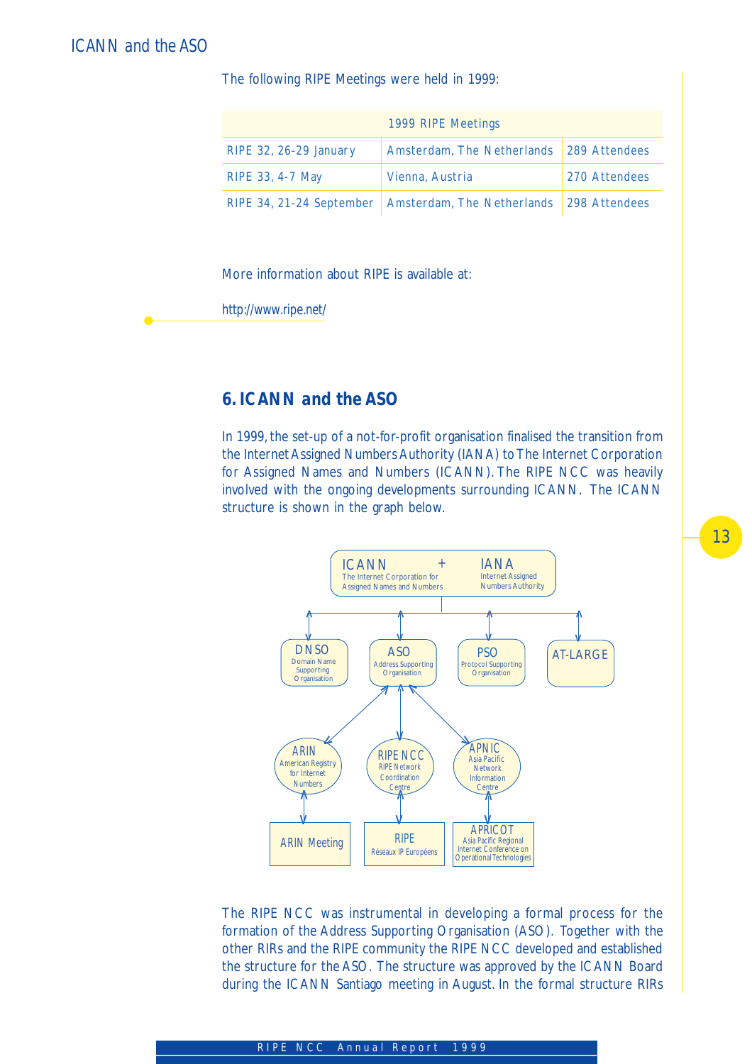The following RIPE Meetings were held in 1999:

| 1999 RIPE Meetings | | |
|---|---|---|
| RIPE 32, 26-29 January | Amsterdam, The Netherlands | 289 Attendees |
| RIPE 33, 4-7 May | Vienna, Austria | 270 Attendees |
| RIPE 34, 21-24 September | Amsterdam, The Netherlands | 298 Attendees |

More information about RIPE is available at:

http://www.ripe.net/

## 6. ICANN and the ASO

In 1999, the set-up of a not-for-profit organisation finalised the transition from the Internet Assigned Numbers Authority (IANA) to The Internet Corporation for Assigned Names and Numbers (ICANN). The RIPE NCC was heavily involved with the ongoing developments surrounding ICANN. The ICANN structure is shown in the graph below.

ICANN – The Internet Corporation for Assigned Names and Numbers + IANA – Internet Assigned Numbers Authority

- DNSO – Domain Name Supporting Organisation
- ASO – Address Supporting Organisation
  - ARIN – American Registry for Internet Numbers → ARIN Meeting
  - RIPE NCC – RIPE Network Coordination Centre → RIPE – Réseaux IP Européens
  - APNIC – Asia Pacific Network Information Centre → APRICOT – Asia Pacific Regional Internet Conference on Operational Technologies
- PSO – Protocol Supporting Organisation
- AT-LARGE

The RIPE NCC was instrumental in developing a formal process for the formation of the Address Supporting Organisation (ASO). Together with the other RIRs and the RIPE community the RIPE NCC developed and established the structure for the ASO. The structure was approved by the ICANN Board during the ICANN Santiago meeting in August. In the formal structure RIRs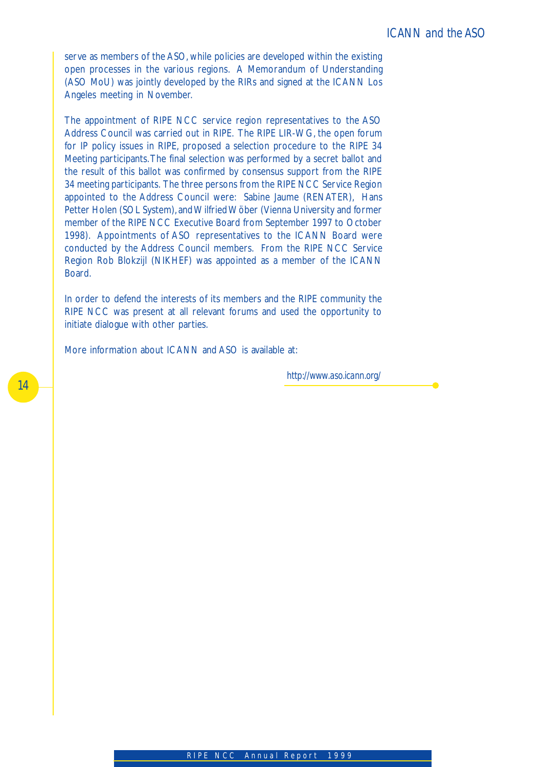serve as members of the ASO, while policies are developed within the existing open processes in the various regions. A Memorandum of Understanding (ASO MoU) was jointly developed by the RIRs and signed at the ICANN Los Angeles meeting in November.

The appointment of RIPE NCC service region representatives to the ASO Address Council was carried out in RIPE. The RIPE LIR-WG, the open forum for IP policy issues in RIPE, proposed a selection procedure to the RIPE 34 Meeting participants. The final selection was performed by a secret ballot and the result of this ballot was confirmed by consensus support from the RIPE 34 meeting participants. The three persons from the RIPE NCC Service Region appointed to the Address Council were: Sabine Jaume (RENATER), Hans Petter Holen (SOL System), and Wilfried Wöber (Vienna University and former member of the RIPE NCC Executive Board from September 1997 to October 1998). Appointments of ASO representatives to the ICANN Board were conducted by the Address Council members. From the RIPE NCC Service Region Rob Blokzijl (NIKHEF) was appointed as a member of the ICANN Board.

In order to defend the interests of its members and the RIPE community the RIPE NCC was present at all relevant forums and used the opportunity to initiate dialogue with other parties.

More information about ICANN and ASO is available at:

*http://www.aso.icann.org/*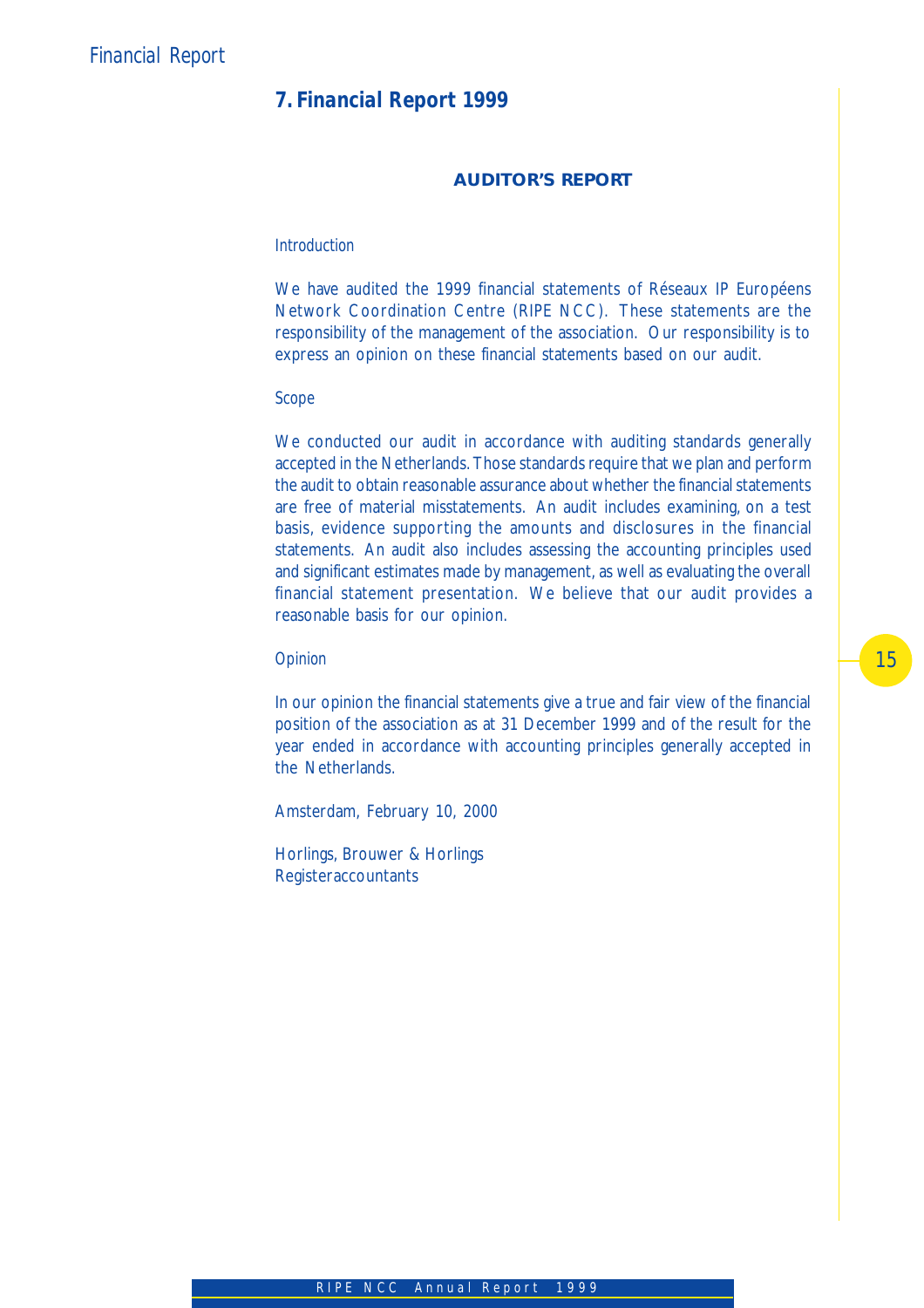## 7. Financial Report 1999

### AUDITOR'S REPORT

*Introduction*

We have audited the 1999 financial statements of Réseaux IP Européens Network Coordination Centre (RIPE NCC). These statements are the responsibility of the management of the association. Our responsibility is to express an opinion on these financial statements based on our audit.

*Scope*

We conducted our audit in accordance with auditing standards generally accepted in the Netherlands. Those standards require that we plan and perform the audit to obtain reasonable assurance about whether the financial statements are free of material misstatements. An audit includes examining, on a test basis, evidence supporting the amounts and disclosures in the financial statements. An audit also includes assessing the accounting principles used and significant estimates made by management, as well as evaluating the overall financial statement presentation. We believe that our audit provides a reasonable basis for our opinion.

*Opinion*

In our opinion the financial statements give a true and fair view of the financial position of the association as at 31 December 1999 and of the result for the year ended in accordance with accounting principles generally accepted in the Netherlands.

Amsterdam, February 10, 2000

Horlings, Brouwer & Horlings
Registeraccountants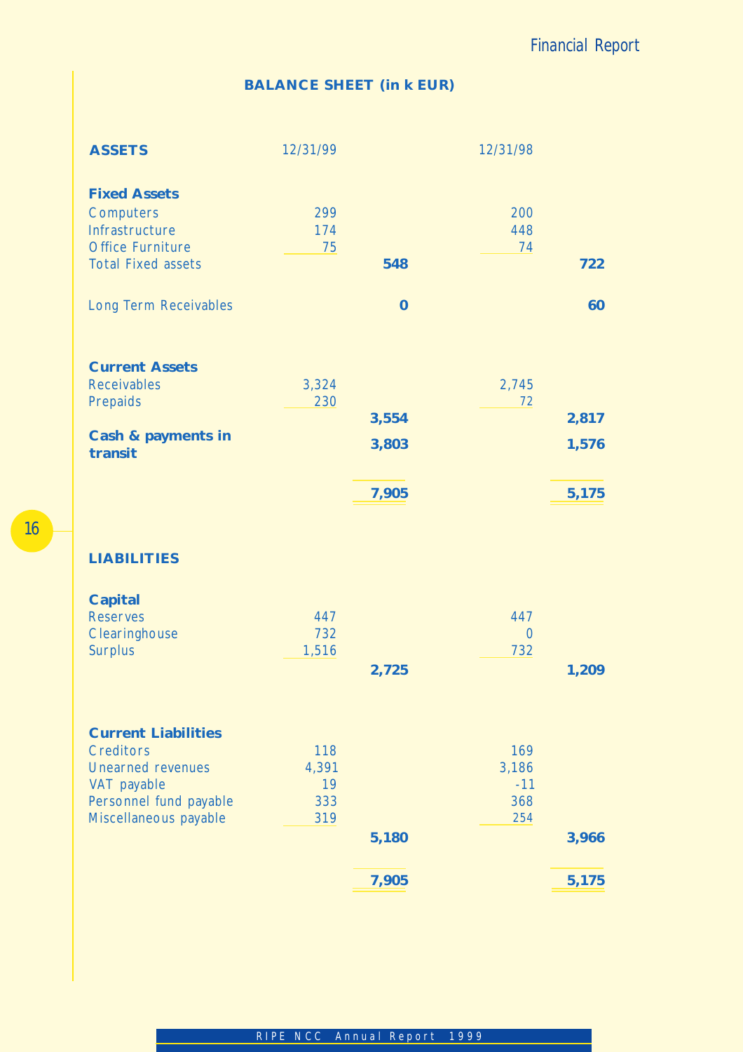## BALANCE SHEET (in k EUR)

| **ASSETS** | 12/31/99 | | 12/31/98 | |
|---|---|---|---|---|
| **Fixed Assets** | | | | |
| Computers | 299 | | 200 | |
| Infrastructure | 174 | | 448 | |
| Office Furniture | 75 | | 74 | |
| Total Fixed assets | | **548** | | **722** |
| Long Term Receivables | | **0** | | **60** |
| **Current Assets** | | | | |
| Receivables | 3,324 | | 2,745 | |
| Prepaids | 230 | | 72 | |
| | | **3,554** | | **2,817** |
| **Cash & payments in transit** | | **3,803** | | **1,576** |
| | | **7,905** | | **5,175** |

| **LIABILITIES** | | | | |
|---|---|---|---|---|
| **Capital** | | | | |
| Reserves | 447 | | 447 | |
| Clearinghouse | 732 | | 0 | |
| Surplus | 1,516 | | 732 | |
| | | **2,725** | | **1,209** |
| **Current Liabilities** | | | | |
| Creditors | 118 | | 169 | |
| Unearned revenues | 4,391 | | 3,186 | |
| VAT payable | 19 | | -11 | |
| Personnel fund payable | 333 | | 368 | |
| Miscellaneous payable | 319 | | 254 | |
| | | **5,180** | | **3,966** |
| | | **7,905** | | **5,175** |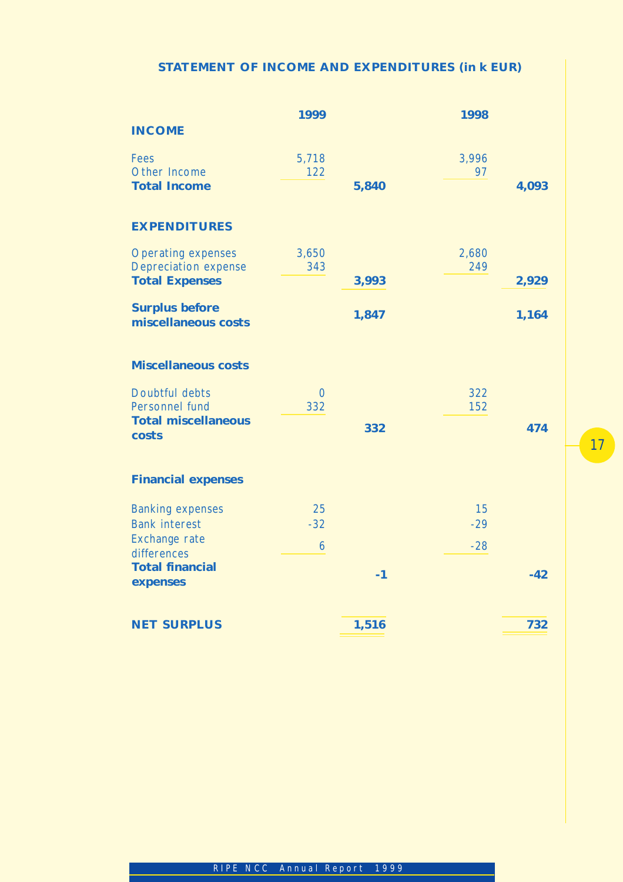## STATEMENT OF INCOME AND EXPENDITURES (in k EUR)

| | 1999 | | 1998 | |
|---|---|---|---|---|
| **INCOME** | | | | |
| Fees | 5,718 | | 3,996 | |
| Other Income | 122 | | 97 | |
| **Total Income** | | **5,840** | | **4,093** |
| **EXPENDITURES** | | | | |
| Operating expenses | 3,650 | | 2,680 | |
| Depreciation expense | 343 | | 249 | |
| **Total Expenses** | | **3,993** | | **2,929** |
| **Surplus before miscellaneous costs** | | **1,847** | | **1,164** |
| **Miscellaneous costs** | | | | |
| Doubtful debts | 0 | | 322 | |
| Personnel fund | 332 | | 152 | |
| **Total miscellaneous costs** | | **332** | | **474** |
| **Financial expenses** | | | | |
| Banking expenses | 25 | | 15 | |
| Bank interest | -32 | | -29 | |
| Exchange rate differences | 6 | | -28 | |
| **Total financial expenses** | | **-1** | | **-42** |
| **NET SURPLUS** | | **1,516** | | **732** |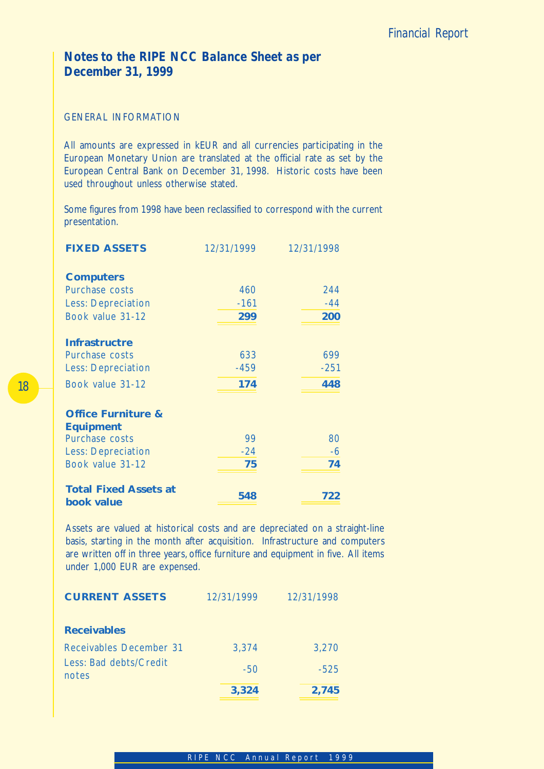## Notes to the RIPE NCC Balance Sheet as per December 31, 1999

GENERAL INFORMATION

All amounts are expressed in kEUR and all currencies participating in the European Monetary Union are translated at the official rate as set by the European Central Bank on December 31, 1998. Historic costs have been used throughout unless otherwise stated.

Some figures from 1998 have been reclassified to correspond with the current presentation.

| FIXED ASSETS | 12/31/1999 | 12/31/1998 |
|---|---|---|
| **Computers** | | |
| Purchase costs | 460 | 244 |
| Less: Depreciation | -161 | -44 |
| Book value 31-12 | **299** | **200** |
| **Infrastructre** | | |
| Purchase costs | 633 | 699 |
| Less: Depreciation | -459 | -251 |
| Book value 31-12 | **174** | **448** |
| **Office Furniture & Equipment** | | |
| Purchase costs | 99 | 80 |
| Less: Depreciation | -24 | -6 |
| Book value 31-12 | **75** | **74** |
| **Total Fixed Assets at book value** | **548** | **722** |

Assets are valued at historical costs and are depreciated on a straight-line basis, starting in the month after acquisition. Infrastructure and computers are written off in three years, office furniture and equipment in five. All items under 1,000 EUR are expensed.

| CURRENT ASSETS | 12/31/1999 | 12/31/1998 |
|---|---|---|
| **Receivables** | | |
| Receivables December 31 | 3,374 | 3,270 |
| Less: Bad debts/Credit notes | -50 | -525 |
| | **3,324** | **2,745** |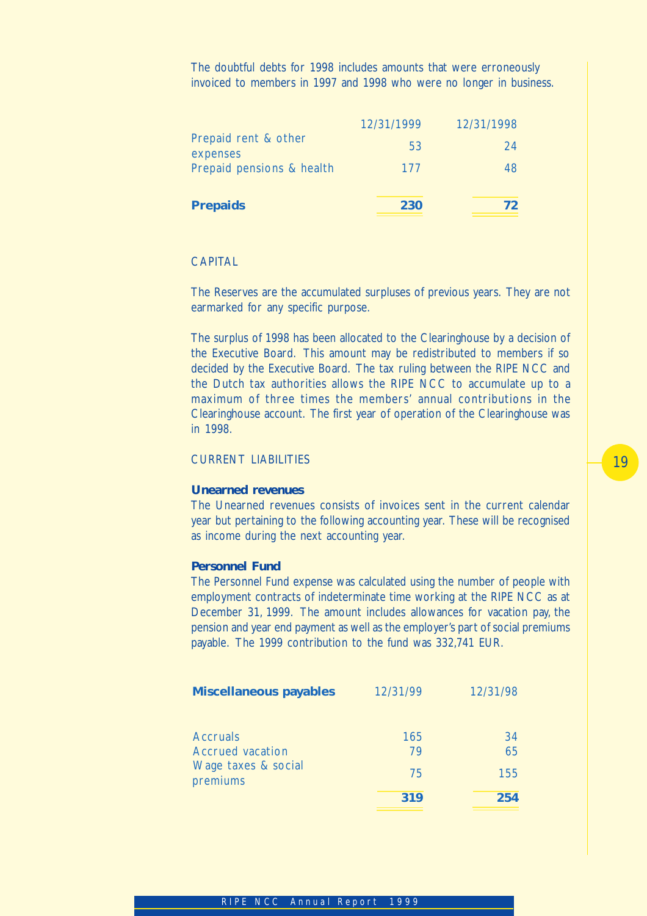The doubtful debts for 1998 includes amounts that were erroneously invoiced to members in 1997 and 1998 who were no longer in business.

| | 12/31/1999 | 12/31/1998 |
|---|---|---|
| Prepaid rent & other expenses | 53 | 24 |
| Prepaid pensions & health | 177 | 48 |
| **Prepaids** | **230** | **72** |

## CAPITAL

The Reserves are the accumulated surpluses of previous years. They are not earmarked for any specific purpose.

The surplus of 1998 has been allocated to the Clearinghouse by a decision of the Executive Board. This amount may be redistributed to members if so decided by the Executive Board. The tax ruling between the RIPE NCC and the Dutch tax authorities allows the RIPE NCC to accumulate up to a maximum of three times the members' annual contributions in the Clearinghouse account. The first year of operation of the Clearinghouse was in 1998.

## CURRENT LIABILITIES

### Unearned revenues

The Unearned revenues consists of invoices sent in the current calendar year but pertaining to the following accounting year. These will be recognised as income during the next accounting year.

### Personnel Fund

The Personnel Fund expense was calculated using the number of people with employment contracts of indeterminate time working at the RIPE NCC as at December 31, 1999. The amount includes allowances for vacation pay, the pension and year end payment as well as the employer's part of social premiums payable. The 1999 contribution to the fund was 332,741 EUR.

| **Miscellaneous payables** | 12/31/99 | 12/31/98 |
|---|---|---|
| Accruals | 165 | 34 |
| Accrued vacation | 79 | 65 |
| Wage taxes & social premiums | 75 | 155 |
| | **319** | **254** |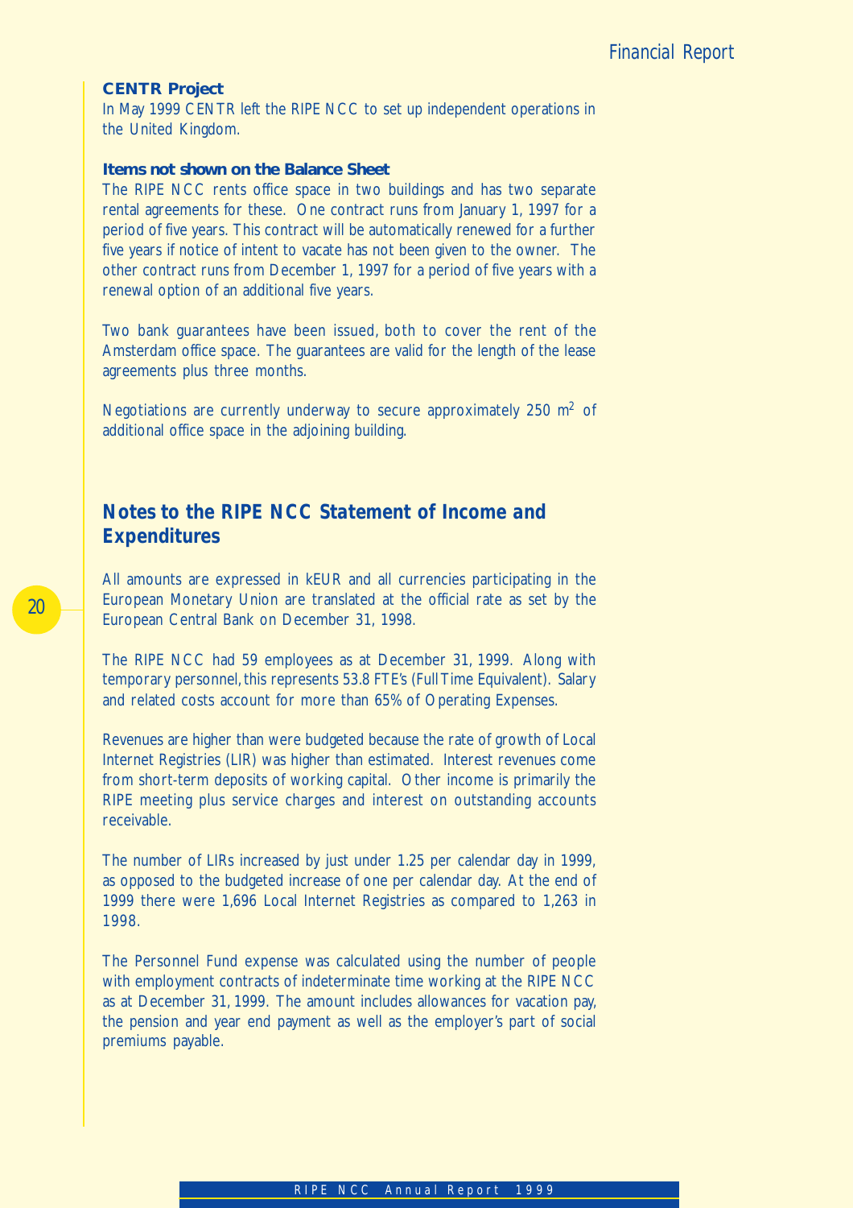### CENTR Project

In May 1999 CENTR left the RIPE NCC to set up independent operations in the United Kingdom.

### Items not shown on the Balance Sheet

The RIPE NCC rents office space in two buildings and has two separate rental agreements for these. One contract runs from January 1, 1997 for a period of five years. This contract will be automatically renewed for a further five years if notice of intent to vacate has not been given to the owner. The other contract runs from December 1, 1997 for a period of five years with a renewal option of an additional five years.

Two bank guarantees have been issued, both to cover the rent of the Amsterdam office space. The guarantees are valid for the length of the lease agreements plus three months.

Negotiations are currently underway to secure approximately 250 $m^2$ of additional office space in the adjoining building.

## Notes to the RIPE NCC Statement of Income and Expenditures

All amounts are expressed in kEUR and all currencies participating in the European Monetary Union are translated at the official rate as set by the European Central Bank on December 31, 1998.

The RIPE NCC had 59 employees as at December 31, 1999. Along with temporary personnel, this represents 53.8 FTE's (Full Time Equivalent). Salary and related costs account for more than 65% of Operating Expenses.

Revenues are higher than were budgeted because the rate of growth of Local Internet Registries (LIR) was higher than estimated. Interest revenues come from short-term deposits of working capital. Other income is primarily the RIPE meeting plus service charges and interest on outstanding accounts receivable.

The number of LIRs increased by just under 1.25 per calendar day in 1999, as opposed to the budgeted increase of one per calendar day. At the end of 1999 there were 1,696 Local Internet Registries as compared to 1,263 in 1998.

The Personnel Fund expense was calculated using the number of people with employment contracts of indeterminate time working at the RIPE NCC as at December 31, 1999. The amount includes allowances for vacation pay, the pension and year end payment as well as the employer's part of social premiums payable.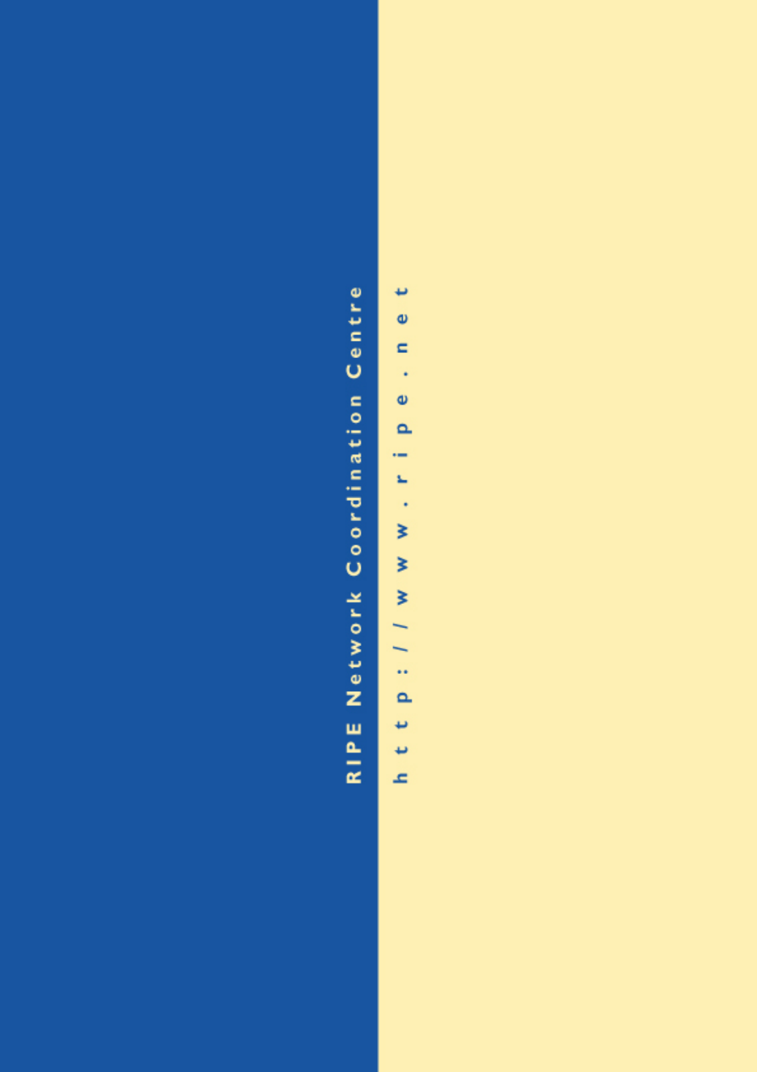RIPE Network Coordination Centre

http://www.ripe.net